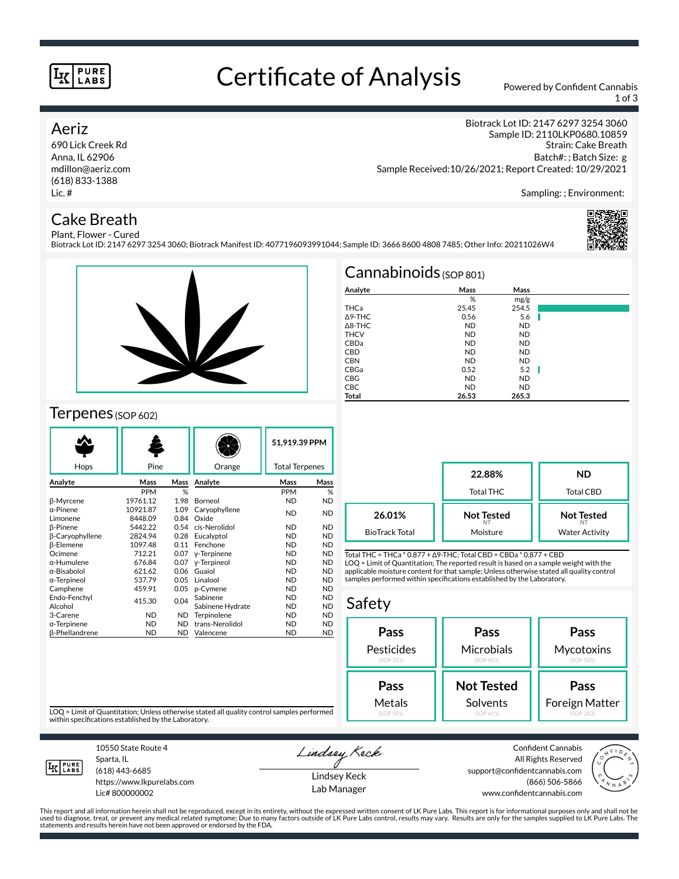# Certificate of Analysis

Powered by Confident Cannabis

## Aeriz

690 Lick Creek Rd
Anna, IL 62906
mdillon@aeriz.com
(618) 833-1388
Lic. #

Biotrack Lot ID: 2147 6297 3254 3060
Sample ID: 2110LKP0680.10859
Strain: Cake Breath
Batch#: ; Batch Size: g
Sample Received:10/26/2021; Report Created: 10/29/2021

Sampling: ; Environment:

## Cake Breath

Plant, Flower - Cured
Biotrack Lot ID: 2147 6297 3254 3060; Biotrack Manifest ID: 4077196093991044; Sample ID: 3666 8600 4808 7485; Other Info: 20211026W4

## Cannabinoids (SOP 801)

| Analyte | Mass | Mass |
|---|---|---|
| | % | mg/g |
| THCa | 25.45 | 254.5 |
| Δ9-THC | 0.56 | 5.6 |
| Δ8-THC | ND | ND |
| THCV | ND | ND |
| CBDa | ND | ND |
| CBD | ND | ND |
| CBN | ND | ND |
| CBGa | 0.52 | 5.2 |
| CBG | ND | ND |
| CBC | ND | ND |
| **Total** | **26.53** | **265.3** |

| | | |
|---|---|---|
| | **22.88%** Total THC | **ND** Total CBD |
| **26.01%** BioTrack Total | **Not Tested** (NT) Moisture | **Not Tested** (NT) Water Activity |

Total THC = THCa * 0.877 + Δ9-THC; Total CBD = CBDa * 0.877 + CBD
LOQ = Limit of Quantitation; The reported result is based on a sample weight with the applicable moisture content for that sample; Unless otherwise stated all quality control samples performed within specifications established by the Laboratory.

## Terpenes (SOP 602)

Hops | Pine | Orange | **51,919.39 PPM** Total Terpenes

| Analyte | Mass | Mass | Analyte | Mass | Mass |
|---|---|---|---|---|---|
| | PPM | % | | PPM | % |
| β-Myrcene | 19761.12 | 1.98 | Borneol | ND | ND |
| α-Pinene | 10921.87 | 1.09 | Caryophyllene Oxide | ND | ND |
| Limonene | 8448.09 | 0.84 | | | |
| β-Pinene | 5442.22 | 0.54 | cis-Nerolidol | ND | ND |
| β-Caryophyllene | 2824.94 | 0.28 | Eucalyptol | ND | ND |
| β-Elemene | 1097.48 | 0.11 | Fenchone | ND | ND |
| Ocimene | 712.21 | 0.07 | γ-Terpinene | ND | ND |
| α-Humulene | 676.84 | 0.07 | γ-Terpineol | ND | ND |
| α-Bisabolol | 621.62 | 0.06 | Guaiol | ND | ND |
| α-Terpineol | 537.79 | 0.05 | Linalool | ND | ND |
| Camphene | 459.91 | 0.05 | p-Cymene | ND | ND |
| Endo-Fenchyl Alcohol | 415.30 | 0.04 | Sabinene | ND | ND |
| | | | Sabinene Hydrate | ND | ND |
| 3-Carene | ND | ND | Terpinolene | ND | ND |
| α-Terpinene | ND | ND | trans-Nerolidol | ND | ND |
| β-Phellandrene | ND | ND | Valencene | ND | ND |

LOQ = Limit of Quantitation; Unless otherwise stated all quality control samples performed within specifications established by the Laboratory.

## Safety

| | | |
|---|---|---|
| **Pass** Pesticides (SOP 701) | **Pass** Microbials (SOP 401) | **Pass** Mycotoxins (SOP 501) |
| **Pass** Metals (SOP 501) | **Not Tested** Solvents (SOP 601) | **Pass** Foreign Matter (SOP 203) |

10550 State Route 4
Sparta, IL
(618) 443-6685
https://www.lkpurelabs.com
Lic# 800000002

Lindsey Keck
Lab Manager

Confident Cannabis
All Rights Reserved
support@confidentcannabis.com
(866) 506-5866
www.confidentcannabis.com

This report and all information herein shall not be reproduced, except in its entirety, without the expressed written consent of LK Pure Labs. This report is for informational purposes only and shall not be used to diagnose, treat, or prevent any medical related symptome; Due to many factors outside of LK Pure Labs control, results may vary. Results are only for the samples supplied to LK Pure Labs. The statements and results herein have not been approved or endorsed by the FDA.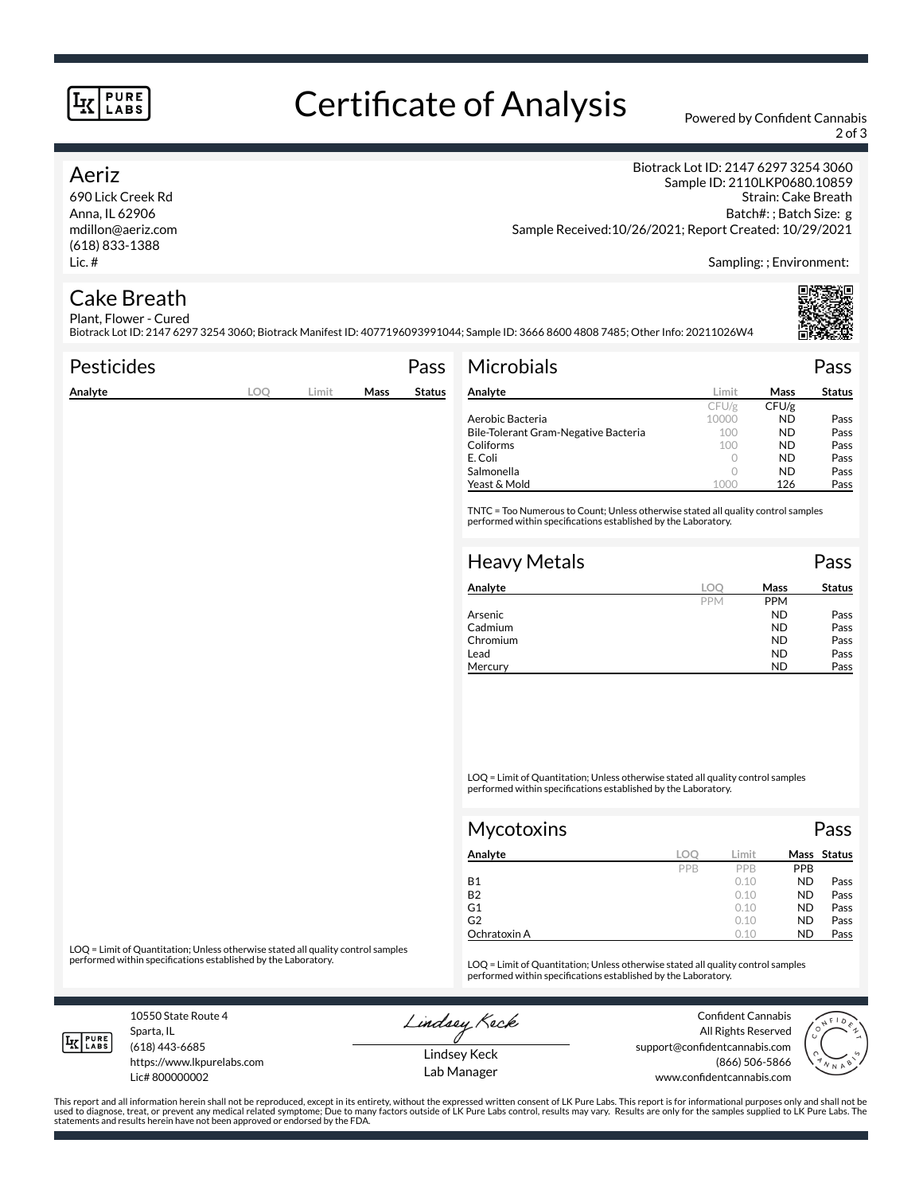# Certificate of Analysis

Powered by Confident Cannabis

## Aeriz

690 Lick Creek Rd
Anna, IL 62906
mdillon@aeriz.com
(618) 833-1388
Lic. #

Biotrack Lot ID: 2147 6297 3254 3060
Sample ID: 2110LKP0680.10859
Strain: Cake Breath
Batch#: ; Batch Size: g
Sample Received:10/26/2021; Report Created: 10/29/2021

Sampling: ; Environment:

## Cake Breath

Plant, Flower - Cured
Biotrack Lot ID: 2147 6297 3254 3060; Biotrack Manifest ID: 4077196093991044; Sample ID: 3666 8600 4808 7485; Other Info: 20211026W4

### Pesticides — Pass

| Analyte | LOQ | Limit | Mass | Status |
|---|---|---|---|---|

LOQ = Limit of Quantitation; Unless otherwise stated all quality control samples performed within specifications established by the Laboratory.

### Microbials — Pass

| Analyte | Limit | Mass | Status |
|---|---|---|---|
| | CFU/g | CFU/g | |
| Aerobic Bacteria | 10000 | ND | Pass |
| Bile-Tolerant Gram-Negative Bacteria | 100 | ND | Pass |
| Coliforms | 100 | ND | Pass |
| E. Coli | 0 | ND | Pass |
| Salmonella | 0 | ND | Pass |
| Yeast & Mold | 1000 | 126 | Pass |

TNTC = Too Numerous to Count; Unless otherwise stated all quality control samples performed within specifications established by the Laboratory.

### Heavy Metals — Pass

| Analyte | LOQ | Mass | Status |
|---|---|---|---|
| | PPM | PPM | |
| Arsenic | | ND | Pass |
| Cadmium | | ND | Pass |
| Chromium | | ND | Pass |
| Lead | | ND | Pass |
| Mercury | | ND | Pass |

LOQ = Limit of Quantitation; Unless otherwise stated all quality control samples performed within specifications established by the Laboratory.

### Mycotoxins — Pass

| Analyte | LOQ | Limit | Mass | Status |
|---|---|---|---|---|
| | PPB | PPB | PPB | |
| B1 | | 0.10 | ND | Pass |
| B2 | | 0.10 | ND | Pass |
| G1 | | 0.10 | ND | Pass |
| G2 | | 0.10 | ND | Pass |
| Ochratoxin A | | 0.10 | ND | Pass |

LOQ = Limit of Quantitation; Unless otherwise stated all quality control samples performed within specifications established by the Laboratory.

10550 State Route 4
Sparta, IL
(618) 443-6685
https://www.lkpurelabs.com
Lic# 800000002

Lindsey Keck
Lab Manager

Confident Cannabis
All Rights Reserved
support@confidentcannabis.com
(866) 506-5866
www.confidentcannabis.com

This report and all information herein shall not be reproduced, except in its entirety, without the expressed written consent of LK Pure Labs. This report is for informational purposes only and shall not be used to diagnose, treat, or prevent any medical related symptome; Due to many factors outside of LK Pure Labs control, results may vary. Results are only for the samples supplied to LK Pure Labs. The statements and results herein have not been approved or endorsed by the FDA.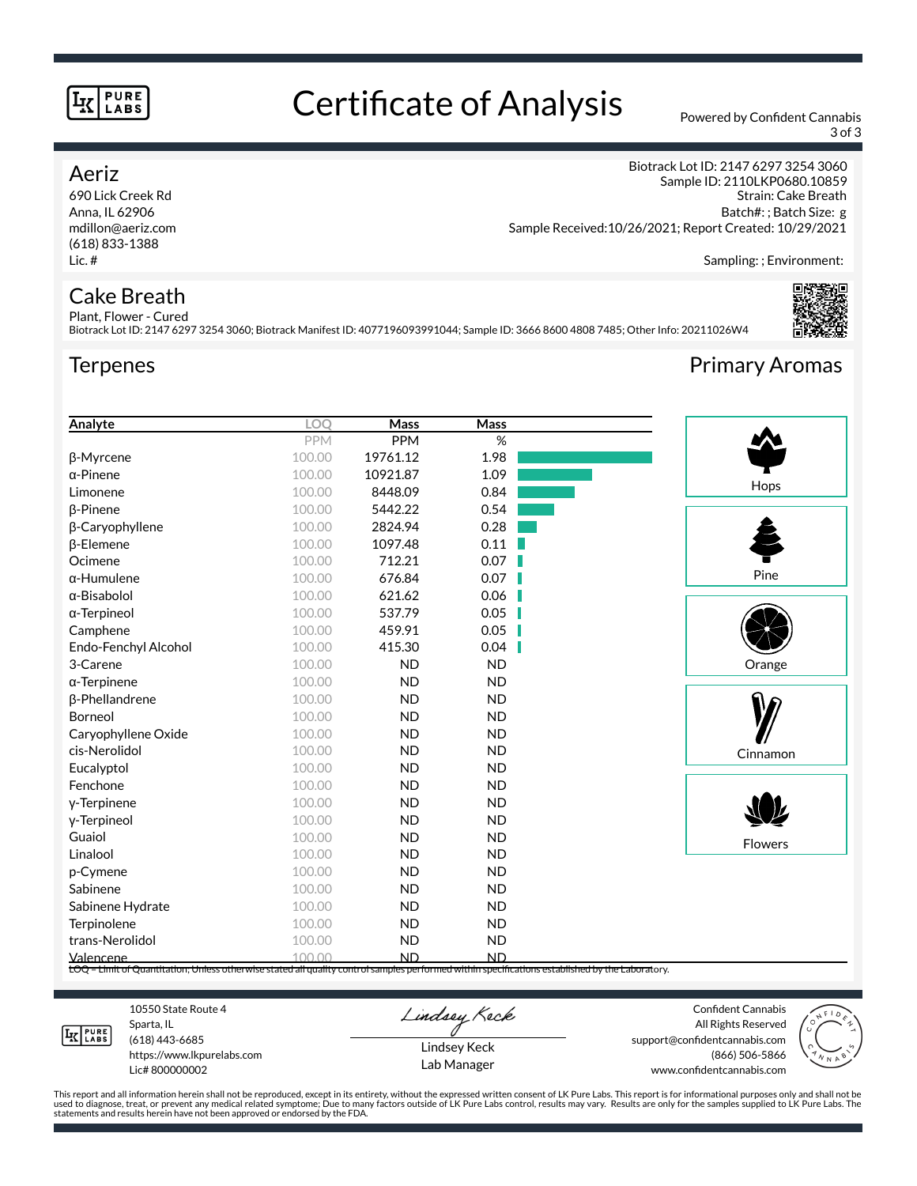# Certificate of Analysis

Powered by Confident Cannabis

## Aeriz

690 Lick Creek Rd
Anna, IL 62906
mdillon@aeriz.com
(618) 833-1388
Lic. #

Biotrack Lot ID: 2147 6297 3254 3060
Sample ID: 2110LKP0680.10859
Strain: Cake Breath
Batch#: ; Batch Size: g
Sample Received:10/26/2021; Report Created: 10/29/2021

Sampling: ; Environment:

## Cake Breath

Plant, Flower - Cured
Biotrack Lot ID: 2147 6297 3254 3060; Biotrack Manifest ID: 4077196093991044; Sample ID: 3666 8600 4808 7485; Other Info: 20211026W4

## Terpenes

| Analyte | LOQ | Mass | Mass |
|---|---|---|---|
| | PPM | PPM | % |
| β-Myrcene | 100.00 | 19761.12 | 1.98 |
| α-Pinene | 100.00 | 10921.87 | 1.09 |
| Limonene | 100.00 | 8448.09 | 0.84 |
| β-Pinene | 100.00 | 5442.22 | 0.54 |
| β-Caryophyllene | 100.00 | 2824.94 | 0.28 |
| β-Elemene | 100.00 | 1097.48 | 0.11 |
| Ocimene | 100.00 | 712.21 | 0.07 |
| α-Humulene | 100.00 | 676.84 | 0.07 |
| α-Bisabolol | 100.00 | 621.62 | 0.06 |
| α-Terpineol | 100.00 | 537.79 | 0.05 |
| Camphene | 100.00 | 459.91 | 0.05 |
| Endo-Fenchyl Alcohol | 100.00 | 415.30 | 0.04 |
| 3-Carene | 100.00 | ND | ND |
| α-Terpinene | 100.00 | ND | ND |
| β-Phellandrene | 100.00 | ND | ND |
| Borneol | 100.00 | ND | ND |
| Caryophyllene Oxide | 100.00 | ND | ND |
| cis-Nerolidol | 100.00 | ND | ND |
| Eucalyptol | 100.00 | ND | ND |
| Fenchone | 100.00 | ND | ND |
| γ-Terpinene | 100.00 | ND | ND |
| γ-Terpineol | 100.00 | ND | ND |
| Guaiol | 100.00 | ND | ND |
| Linalool | 100.00 | ND | ND |
| p-Cymene | 100.00 | ND | ND |
| Sabinene | 100.00 | ND | ND |
| Sabinene Hydrate | 100.00 | ND | ND |
| Terpinolene | 100.00 | ND | ND |
| trans-Nerolidol | 100.00 | ND | ND |
| Valencene | 100.00 | ND | ND |

LOQ = Limit of Quantitation; Unless otherwise stated all quality control samples performed within specifications established by the Laboratory.

## Primary Aromas

Hops

Pine

Orange

Cinnamon

Flowers

---

10550 State Route 4
Sparta, IL
(618) 443-6685
https://www.lkpurelabs.com
Lic# 800000002

Lindsey Keck
Lab Manager

Confident Cannabis
All Rights Reserved
support@confidentcannabis.com
(866) 506-5866
www.confidentcannabis.com

This report and all information herein shall not be reproduced, except in its entirety, without the expressed written consent of LK Pure Labs. This report is for informational purposes only and shall not be used to diagnose, treat, or prevent any medical related symptome; Due to many factors outside of LK Pure Labs control, results may vary. Results are only for the samples supplied to LK Pure Labs. The statements and results herein have not been approved or endorsed by the FDA.